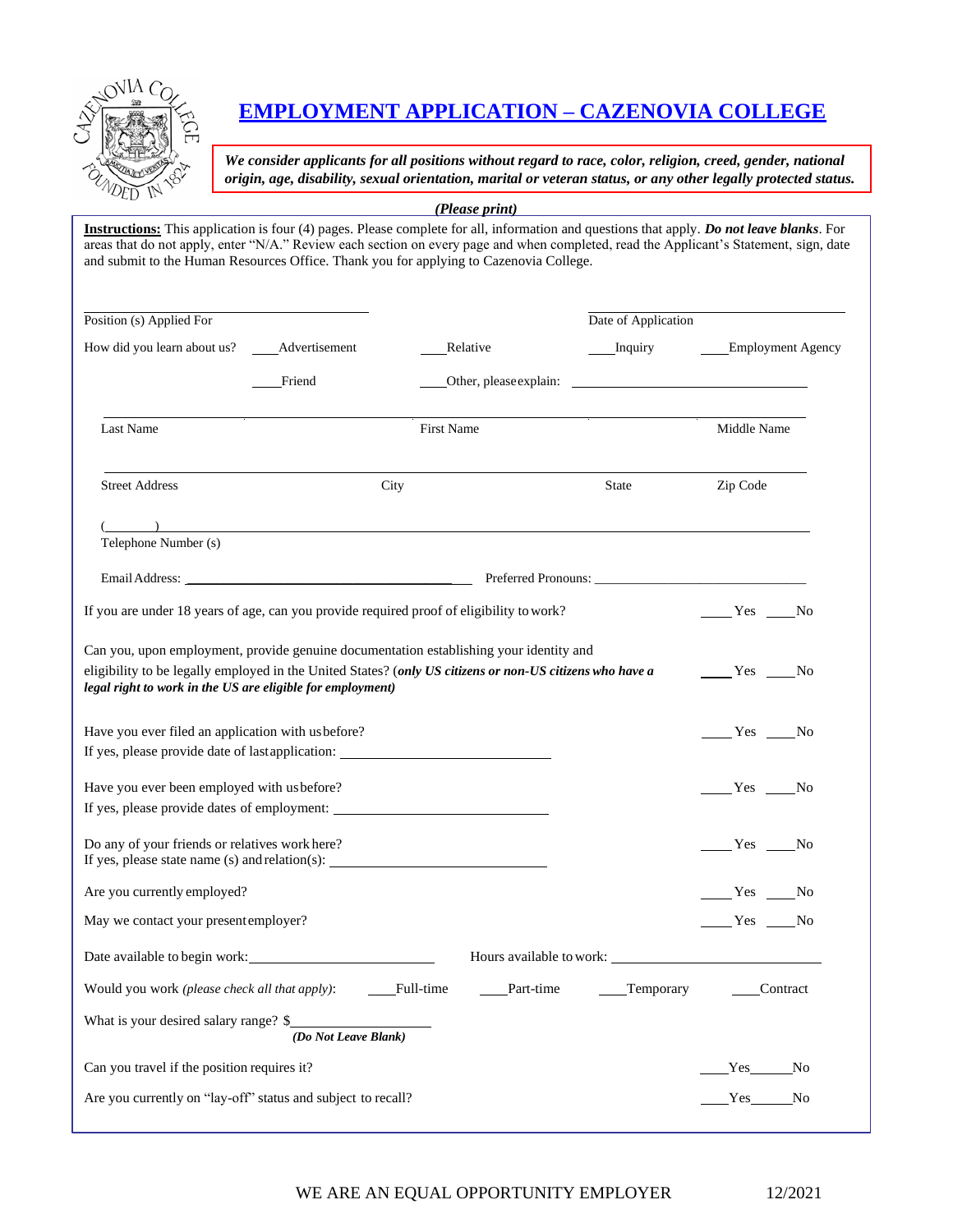# EMPLOYMENT APPLICATION – CAZENOVIA COLLEGE

***We consider applicants for all positions without regard to race, color, religion, creed, gender, national origin, age, disability, sexual orientation, marital or veteran status, or any other legally protected status.***

***(Please print)***

**Instructions:** This application is four (4) pages. Please complete for all, information and questions that apply. ***Do not leave blanks***. For areas that do not apply, enter "N/A." Review each section on every page and when completed, read the Applicant's Statement, sign, date and submit to the Human Resources Office. Thank you for applying to Cazenovia College.

Position (s) Applied For ____________________ Date of Application ____________________

How did you learn about us? ____Advertisement ____Relative ____Inquiry ____Employment Agency

____Friend ____Other, please explain: ____________________

Last Name ____________________ First Name ____________________ Middle Name ____________________

Street Address ____________________ City ____________________ State ________ Zip Code ________

(______) ____________________
Telephone Number (s)

Email Address: ____________________ Preferred Pronouns: ____________________

If you are under 18 years of age, can you provide required proof of eligibility to work? ____Yes ____No

Can you, upon employment, provide genuine documentation establishing your identity and eligibility to be legally employed in the United States? (***only US citizens or non-US citizens who have a legal right to work in the US are eligible for employment***) ____Yes ____No

Have you ever filed an application with us before? ____Yes ____No
If yes, please provide date of last application: ____________________

Have you ever been employed with us before? ____Yes ____No
If yes, please provide dates of employment: ____________________

Do any of your friends or relatives work here? ____Yes ____No
If yes, please state name (s) and relation(s): ____________________

Are you currently employed? ____Yes ____No

May we contact your present employer? ____Yes ____No

Date available to begin work: ____________________ Hours available to work: ____________________

Would you work *(please check all that apply)*: ____Full-time ____Part-time ____Temporary ____Contract

What is your desired salary range? $____________________
***(Do Not Leave Blank)***

Can you travel if the position requires it? ____Yes ______No

Are you currently on "lay-off" status and subject to recall? ____Yes ______No

WE ARE AN EQUAL OPPORTUNITY EMPLOYER 12/2021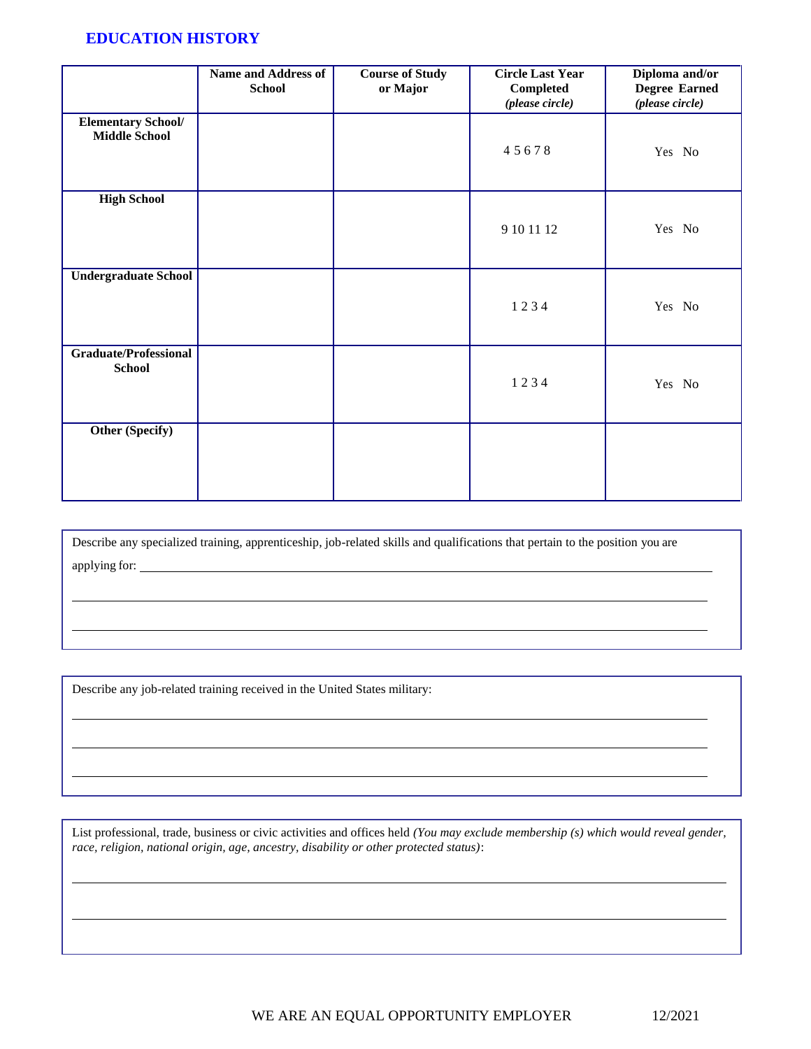## EDUCATION HISTORY

| | Name and Address of School | Course of Study or Major | Circle Last Year Completed *(please circle)* | Diploma and/or Degree Earned *(please circle)* |
|---|---|---|---|---|
| **Elementary School/ Middle School** | | | 4 5 6 7 8 | Yes No |
| **High School** | | | 9 10 11 12 | Yes No |
| **Undergraduate School** | | | 1 2 3 4 | Yes No |
| **Graduate/Professional School** | | | 1 2 3 4 | Yes No |
| **Other (Specify)** | | | | |

Describe any specialized training, apprenticeship, job-related skills and qualifications that pertain to the position you are applying for: ______________________________________________

______________________________________________

______________________________________________

Describe any job-related training received in the United States military:

______________________________________________

______________________________________________

______________________________________________

List professional, trade, business or civic activities and offices held *(You may exclude membership (s) which would reveal gender, race, religion, national origin, age, ancestry, disability or other protected status)*:

______________________________________________

______________________________________________

WE ARE AN EQUAL OPPORTUNITY EMPLOYER 12/2021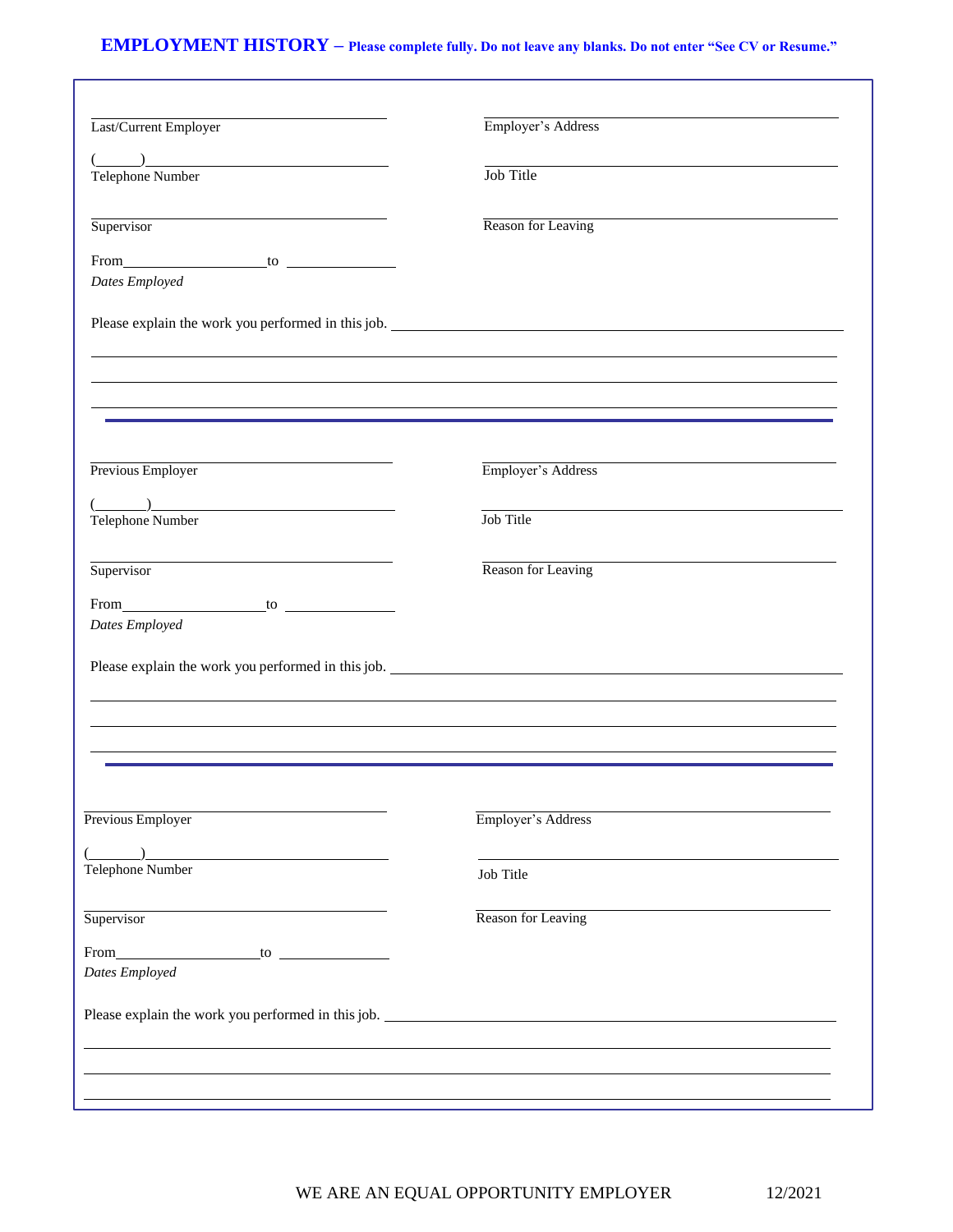## EMPLOYMENT HISTORY – Please complete fully. Do not leave any blanks. Do not enter "See CV or Resume."

Last/Current Employer ______________________

Employer's Address ______________________

(______) ______________________

Telephone Number

Job Title ______________________

Supervisor ______________________

Reason for Leaving ______________________

From ______________ to ______________

*Dates Employed*

Please explain the work you performed in this job. ______________________

---

Previous Employer ______________________

Employer's Address ______________________

(______) ______________________

Telephone Number

Job Title ______________________

Supervisor ______________________

Reason for Leaving ______________________

From ______________ to ______________

*Dates Employed*

Please explain the work you performed in this job. ______________________

---

Previous Employer ______________________

Employer's Address ______________________

(______) ______________________

Telephone Number

Job Title ______________________

Supervisor ______________________

Reason for Leaving ______________________

From ______________ to ______________

*Dates Employed*

Please explain the work you performed in this job. ______________________

WE ARE AN EQUAL OPPORTUNITY EMPLOYER 12/2021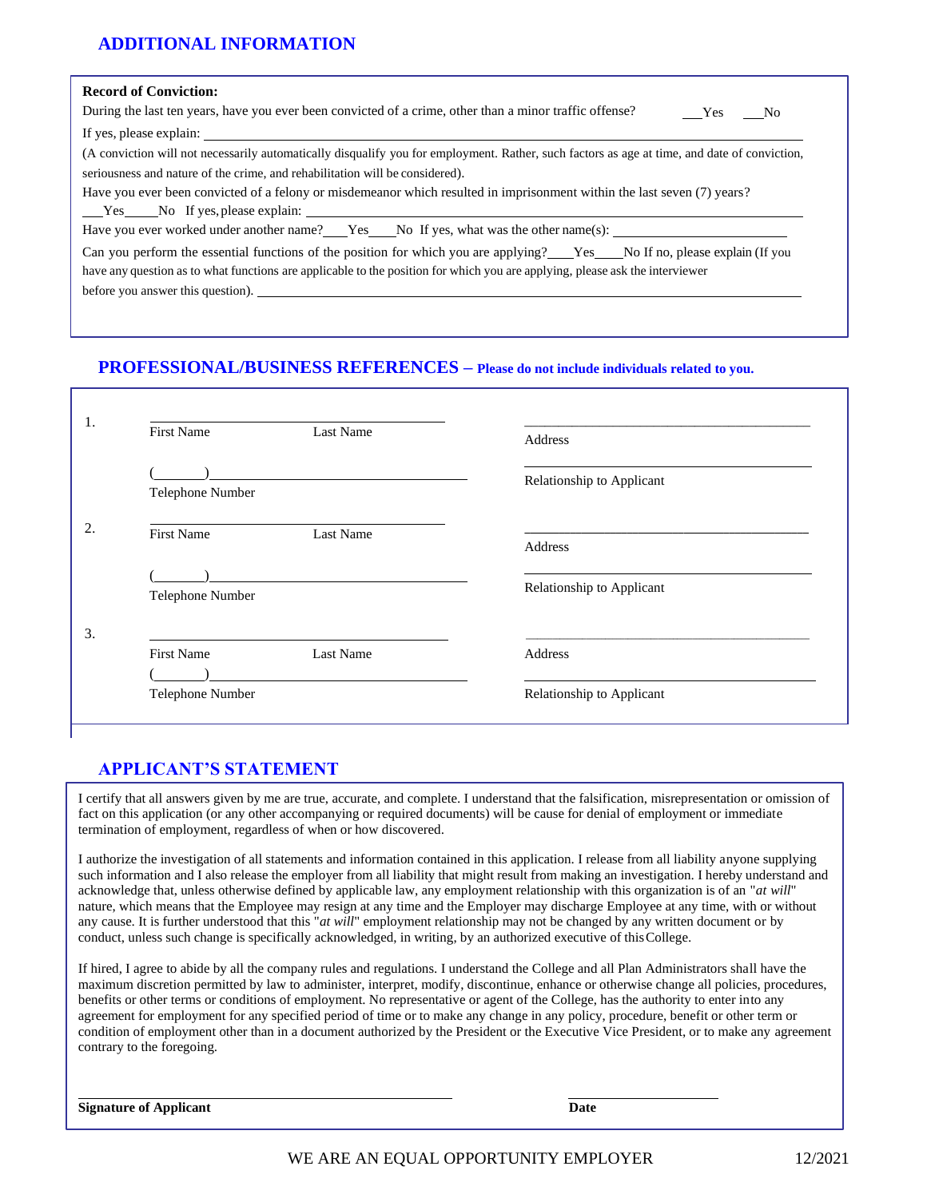## ADDITIONAL INFORMATION

**Record of Conviction:**

During the last ten years, have you ever been convicted of a crime, other than a minor traffic offense? ___Yes ___No

If yes, please explain: ____________________

(A conviction will not necessarily automatically disqualify you for employment. Rather, such factors as age at time, and date of conviction, seriousness and nature of the crime, and rehabilitation will be considered).

Have you ever been convicted of a felony or misdemeanor which resulted in imprisonment within the last seven (7) years? ___Yes_____No If yes, please explain: ____________________

Have you ever worked under another name?____Yes____No If yes, what was the other name(s): ____________________

Can you perform the essential functions of the position for which you are applying?____Yes____No If no, please explain (If you have any question as to what functions are applicable to the position for which you are applying, please ask the interviewer before you answer this question). ____________________

## PROFESSIONAL/BUSINESS REFERENCES – Please do not include individuals related to you.

1. ____________________
   First Name Last Name
   (_______)____________________
   Telephone Number
   ____________________
   Address
   ____________________
   Relationship to Applicant

2. ____________________
   First Name Last Name
   (_______)____________________
   Telephone Number
   ____________________
   Address
   ____________________
   Relationship to Applicant

3. ____________________
   First Name Last Name
   (_______)____________________
   Telephone Number
   ____________________
   Address
   ____________________
   Relationship to Applicant

## APPLICANT'S STATEMENT

I certify that all answers given by me are true, accurate, and complete. I understand that the falsification, misrepresentation or omission of fact on this application (or any other accompanying or required documents) will be cause for denial of employment or immediate termination of employment, regardless of when or how discovered.

I authorize the investigation of all statements and information contained in this application. I release from all liability anyone supplying such information and I also release the employer from all liability that might result from making an investigation. I hereby understand and acknowledge that, unless otherwise defined by applicable law, any employment relationship with this organization is of an "*at will*" nature, which means that the Employee may resign at any time and the Employer may discharge Employee at any time, with or without any cause. It is further understood that this "*at will*" employment relationship may not be changed by any written document or by conduct, unless such change is specifically acknowledged, in writing, by an authorized executive of this College.

If hired, I agree to abide by all the company rules and regulations. I understand the College and all Plan Administrators shall have the maximum discretion permitted by law to administer, interpret, modify, discontinue, enhance or otherwise change all policies, procedures, benefits or other terms or conditions of employment. No representative or agent of the College, has the authority to enter into any agreement for employment for any specified period of time or to make any change in any policy, procedure, benefit or other term or condition of employment other than in a document authorized by the President or the Executive Vice President, or to make any agreement contrary to the foregoing.

____________________ ____________________
**Signature of Applicant** **Date**

WE ARE AN EQUAL OPPORTUNITY EMPLOYER 12/2021